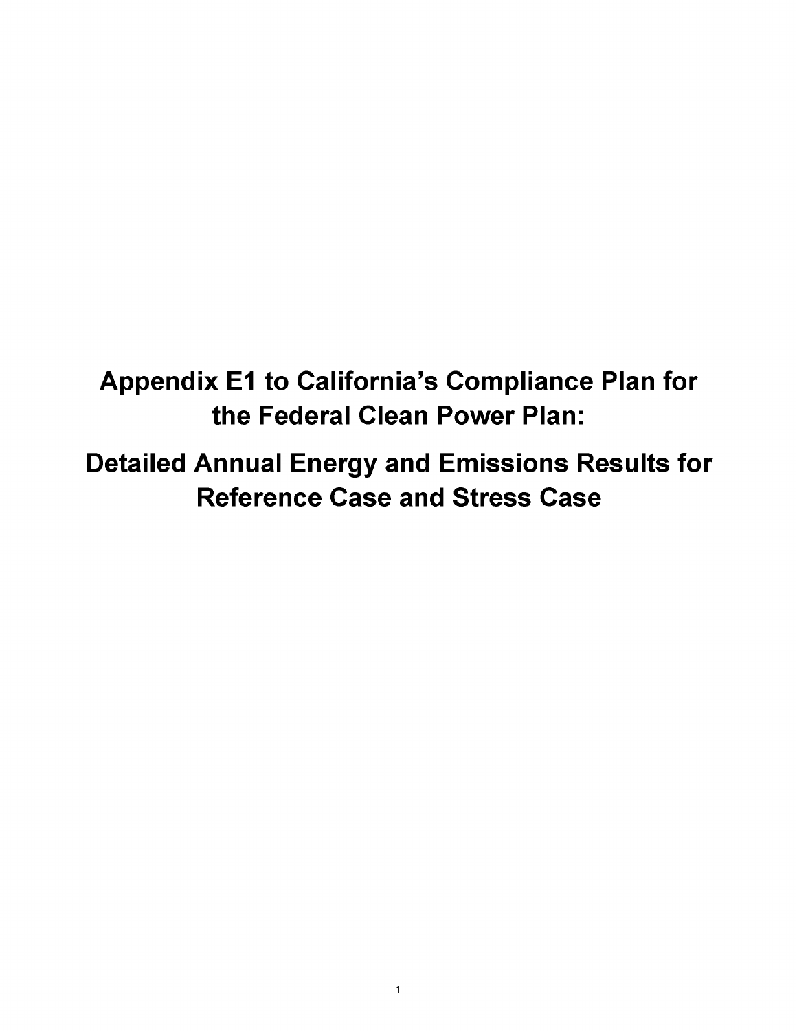# Appendix E1 to California's Compliance Plan for the Federal Clean Power Plan:

# Detailed Annual Energy and Emissions Results for Reference Case and Stress Case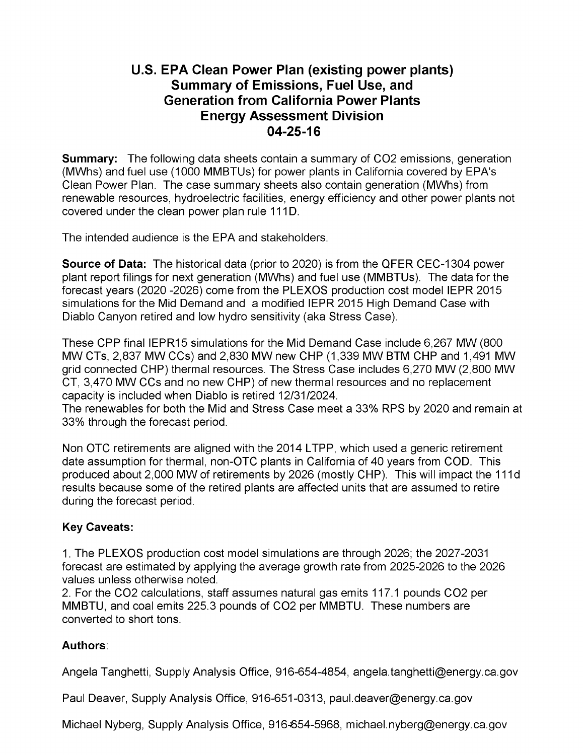# U.S. EPA Clean Power Plan (existing power plants) Summary of Emissions, Fuel Use, and Generation from California Power Plants Energy Assessment Division 04-25-16

**Summary:** The following data sheets contain a summary of CO2 emissions, generation (MWhs) and fuel use (1000 MMBTUs) for power plants in California covered by EPA's Clean Power Plan. The case summary sheets also contain generation (MWhs) from renewable resources, hydroelectric facilities, energy efficiency and other power plants not covered under the clean power plan rule 111D.

The intended audience is the EPA and stakeholders.

**Source of Data:** The historical data (prior to 2020) is from the QFER CEC-1304 power plant report filings for next generation (MWhs) and fuel use (MMBTUs). The data for the forecast years (2020 -2026) come from the PLEXOS production cost model IEPR 2015 simulations for the Mid Demand and a modified IEPR 2015 High Demand Case with Diablo Canyon retired and low hydro sensitivity (aka Stress Case).

These CPP final IEPR15 simulations for the Mid Demand Case include 6,267 MW (800 MW CTs, 2,837 MW CCs) and 2,830 MW new CHP (1,339 MW BTM CHP and 1,491 MW grid connected CHP) thermal resources. The Stress Case includes 6,270 MW (2,800 MW CT, 3,470 MW CCs and no new CHP) of new thermal resources and no replacement capacity is included when Diablo is retired 12/31/2024.

The renewables for both the Mid and Stress Case meet a 33% RPS by 2020 and remain at 33% through the forecast period.

Non OTC retirements are aligned with the 2014 LTPP, which used a generic retirement date assumption for thermal, non-OTC plants in California of 40 years from COD. This produced about 2,000 MW of retirements by 2026 (mostly CHP). This will impact the 111d results because some of the retired plants are affected units that are assumed to retire during the forecast period.

**Key Caveats:**

1. The PLEXOS production cost model simulations are through 2026; the 2027-2031 forecast are estimated by applying the average growth rate from 2025-2026 to the 2026 values unless otherwise noted.
2. For the CO2 calculations, staff assumes natural gas emits 117.1 pounds CO2 per MMBTU, and coal emits 225.3 pounds of CO2 per MMBTU. These numbers are converted to short tons.

**Authors**:

Angela Tanghetti, Supply Analysis Office, 916-654-4854, angela.tanghetti@energy.ca.gov

Paul Deaver, Supply Analysis Office, 916-651-0313, paul.deaver@energy.ca.gov

Michael Nyberg, Supply Analysis Office, 916-654-5968, michael.nyberg@energy.ca.gov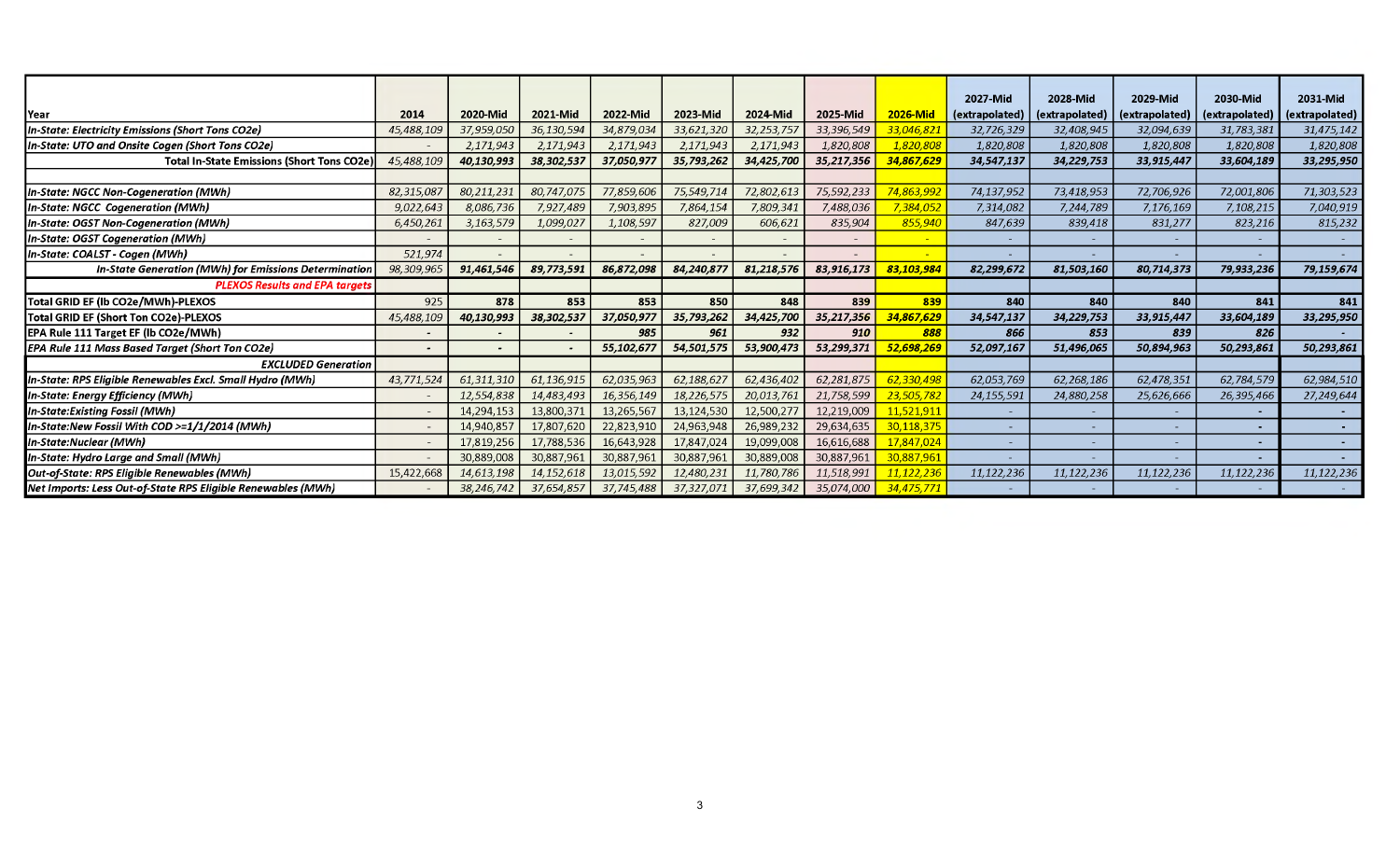| Year | 2014 | 2020-Mid | 2021-Mid | 2022-Mid | 2023-Mid | 2024-Mid | 2025-Mid | 2026-Mid | 2027-Mid (extrapolated) | 2028-Mid (extrapolated) | 2029-Mid (extrapolated) | 2030-Mid (extrapolated) | 2031-Mid (extrapolated) |
|---|---|---|---|---|---|---|---|---|---|---|---|---|---|
| *In-State: Electricity Emissions (Short Tons CO2e)* | *45,488,109* | *37,959,050* | *36,130,594* | *34,879,034* | *33,621,320* | *32,253,757* | *33,396,549* | *33,046,821* | *32,726,329* | *32,408,945* | *32,094,639* | *31,783,381* | *31,475,142* |
| *In-State: UTO and Onsite Cogen (Short Tons CO2e)* | - | *2,171,943* | *2,171,943* | *2,171,943* | *2,171,943* | *2,171,943* | *1,820,808* | *1,820,808* | *1,820,808* | *1,820,808* | *1,820,808* | *1,820,808* | *1,820,808* |
| **Total In-State Emissions (Short Tons CO2e)** | *45,488,109* | ***40,130,993*** | ***38,302,537*** | ***37,050,977*** | ***35,793,262*** | ***34,425,700*** | ***35,217,356*** | ***34,867,629*** | ***34,547,137*** | ***34,229,753*** | ***33,915,447*** | ***33,604,189*** | ***33,295,950*** |
| | | | | | | | | | | | | | |
| *In-State: NGCC Non-Cogeneration (MWh)* | *82,315,087* | *80,211,231* | *80,747,075* | *77,859,606* | *75,549,714* | *72,802,613* | *75,592,233* | *74,863,992* | *74,137,952* | *73,418,953* | *72,706,926* | *72,001,806* | *71,303,523* |
| *In-State: NGCC Cogeneration (MWh)* | *9,022,643* | *8,086,736* | *7,927,489* | *7,903,895* | *7,864,154* | *7,809,341* | *7,488,036* | *7,384,052* | *7,314,082* | *7,244,789* | *7,176,169* | *7,108,215* | *7,040,919* |
| *In-State: OGST Non-Cogeneration (MWh)* | *6,450,261* | *3,163,579* | *1,099,027* | *1,108,597* | *827,009* | *606,621* | *835,904* | *855,940* | *847,639* | *839,418* | *831,277* | *823,216* | *815,232* |
| *In-State: OGST Cogeneration (MWh)* | - | - | - | - | - | - | - | - | - | - | - | - | - |
| *In-State: COALST - Cogen (MWh)* | *521,974* | - | - | - | - | - | - | - | - | - | - | - | - |
| ***In-State Generation (MWh) for Emissions Determination*** | *98,309,965* | ***91,461,546*** | ***89,773,591*** | ***86,872,098*** | ***84,240,877*** | ***81,218,576*** | ***83,916,173*** | ***83,103,984*** | ***82,299,672*** | ***81,503,160*** | ***80,714,373*** | ***79,933,236*** | ***79,159,674*** |
| ***PLEXOS Results and EPA targets*** | | | | | | | | | | | | | |
| **Total GRID EF (lb CO2e/MWh)-PLEXOS** | 925 | **878** | **853** | **853** | **850** | **848** | **839** | **839** | **840** | **840** | **840** | **841** | **841** |
| **Total GRID EF (Short Ton CO2e)-PLEXOS** | *45,488,109* | ***40,130,993*** | ***38,302,537*** | ***37,050,977*** | ***35,793,262*** | ***34,425,700*** | ***35,217,356*** | ***34,867,629*** | ***34,547,137*** | ***34,229,753*** | ***33,915,447*** | ***33,604,189*** | ***33,295,950*** |
| **EPA Rule 111 Target EF (lb CO2e/MWh)** | **-** | **-** | **-** | **985** | **961** | **932** | **910** | **888** | **866** | **853** | **839** | **826** | **-** |
| ***EPA Rule 111 Mass Based Target (Short Ton CO2e)*** | **-** | **-** | **-** | ***55,102,677*** | ***54,501,575*** | ***53,900,473*** | ***53,299,371*** | ***52,698,269*** | ***52,097,167*** | ***51,496,065*** | ***50,894,963*** | ***50,293,861*** | ***50,293,861*** |
| ***EXCLUDED Generation*** | | | | | | | | | | | | | |
| *In-State: RPS Eligible Renewables Excl. Small Hydro (MWh)* | *43,771,524* | *61,311,310* | *61,136,915* | *62,035,963* | *62,188,627* | *62,436,402* | *62,281,875* | *62,330,498* | *62,053,769* | *62,268,186* | *62,478,351* | *62,784,579* | *62,984,510* |
| *In-State: Energy Efficiency (MWh)* | - | *12,554,838* | *14,483,493* | *16,356,149* | *18,226,575* | *20,013,761* | *21,758,599* | *23,505,782* | *24,155,591* | *24,880,258* | *25,626,666* | *26,395,466* | *27,249,644* |
| *In-State:Existing Fossil (MWh)* | - | *14,294,153* | *13,800,371* | *13,265,567* | *13,124,530* | *12,500,277* | *12,219,009* | *11,521,911* | - | - | - | - | - |
| *In-State:New Fossil With COD >=1/1/2014 (MWh)* | - | *14,940,857* | *17,807,620* | *22,823,910* | *24,963,948* | *26,989,232* | *29,634,635* | *30,118,375* | - | - | - | - | - |
| *In-State:Nuclear (MWh)* | - | *17,819,256* | *17,788,536* | *16,643,928* | *17,847,024* | *19,099,008* | *16,616,688* | *17,847,024* | - | - | - | - | - |
| *In-State: Hydro Large and Small (MWh)* | - | *30,889,008* | *30,887,961* | *30,887,961* | *30,887,961* | *30,889,008* | *30,887,961* | *30,887,961* | - | - | - | - | - |
| *Out-of-State: RPS Eligible Renewables (MWh)* | *15,422,668* | *14,613,198* | *14,152,618* | *13,015,592* | *12,480,231* | *11,780,786* | *11,518,991* | *11,122,236* | *11,122,236* | *11,122,236* | *11,122,236* | *11,122,236* | *11,122,236* |
| *Net Imports: Less Out-of-State RPS Eligible Renewables (MWh)* | - | *38,246,742* | *37,654,857* | *37,745,488* | *37,327,071* | *37,699,342* | *35,074,000* | *34,475,771* | - | - | - | - | - |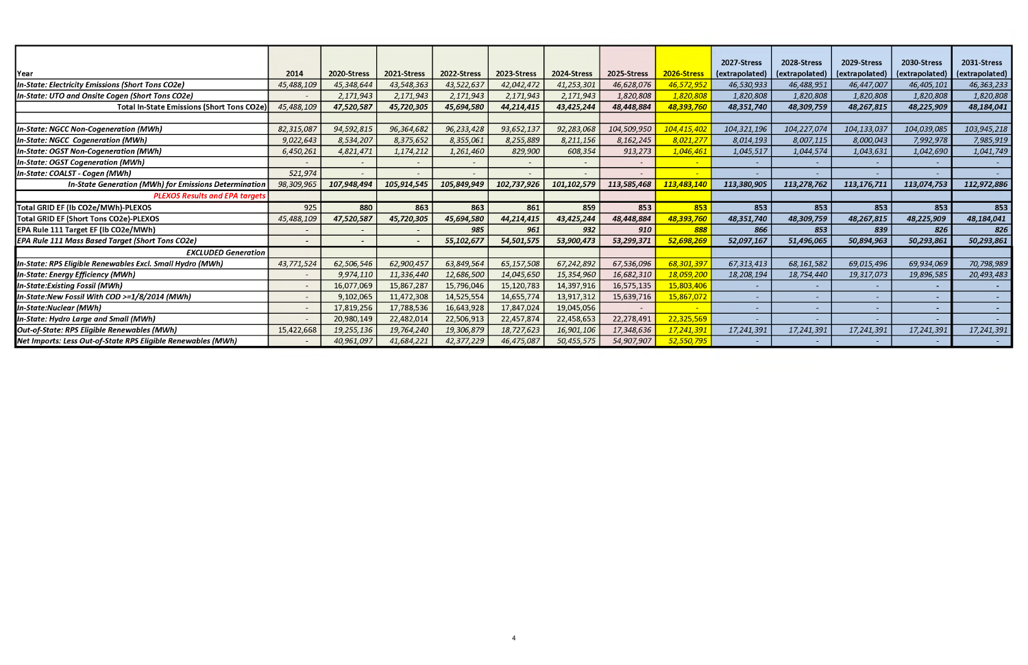| Year | 2014 | 2020-Stress | 2021-Stress | 2022-Stress | 2023-Stress | 2024-Stress | 2025-Stress | 2026-Stress | 2027-Stress (extrapolated) | 2028-Stress (extrapolated) | 2029-Stress (extrapolated) | 2030-Stress (extrapolated) | 2031-Stress (extrapolated) |
|---|---|---|---|---|---|---|---|---|---|---|---|---|---|
| *In-State: Electricity Emissions (Short Tons CO2e)* | *45,488,109* | *45,348,644* | *43,548,363* | *43,522,637* | *42,042,472* | *41,253,301* | *46,628,076* | *46,572,952* | *46,530,933* | *46,488,951* | *46,447,007* | *46,405,101* | *46,363,233* |
| *In-State: UTO and Onsite Cogen (Short Tons CO2e)* | - | *2,171,943* | *2,171,943* | *2,171,943* | *2,171,943* | *2,171,943* | *1,820,808* | *1,820,808* | *1,820,808* | *1,820,808* | *1,820,808* | *1,820,808* | *1,820,808* |
| *Total In-State Emissions (Short Tons CO2e)* | *45,488,109* | ***47,520,587*** | ***45,720,305*** | ***45,694,580*** | ***44,214,415*** | ***43,425,244*** | ***48,448,884*** | ***48,393,760*** | ***48,351,740*** | ***48,309,759*** | ***48,267,815*** | ***48,225,909*** | ***48,184,041*** |
| | | | | | | | | | | | | | |
| *In-State: NGCC Non-Cogeneration (MWh)* | *82,315,087* | *94,592,815* | *96,364,682* | *96,233,428* | *93,652,137* | *92,283,068* | *104,509,950* | *104,415,402* | *104,321,196* | *104,227,074* | *104,133,037* | *104,039,085* | *103,945,218* |
| *In-State: NGCC Cogeneration (MWh)* | *9,022,643* | *8,534,207* | *8,375,652* | *8,355,061* | *8,255,889* | *8,211,156* | *8,162,245* | *8,021,277* | *8,014,193* | *8,007,115* | *8,000,043* | *7,992,978* | *7,985,919* |
| *In-State: OGST Non-Cogeneration (MWh)* | *6,450,261* | *4,821,471* | *1,174,212* | *1,261,460* | *829,900* | *608,354* | *913,273* | *1,046,461* | *1,045,517* | *1,044,574* | *1,043,631* | *1,042,690* | *1,041,749* |
| *In-State: OGST Cogeneration (MWh)* | - | - | - | - | - | - | - | - | - | - | - | - | - |
| *In-State: COALST - Cogen (MWh)* | *521,974* | - | - | - | - | - | - | - | - | - | - | - | - |
| *In-State Generation (MWh) for Emissions Determination* | *98,309,965* | ***107,948,494*** | ***105,914,545*** | ***105,849,949*** | ***102,737,926*** | ***101,102,579*** | ***113,585,468*** | ***113,483,140*** | ***113,380,905*** | ***113,278,762*** | ***113,176,711*** | ***113,074,753*** | ***112,972,886*** |
| *PLEXOS Results and EPA targets* | | | | | | | | | | | | | |
| Total GRID EF (lb CO2e/MWh)-PLEXOS | 925 | **880** | **863** | **863** | **861** | **859** | **853** | **853** | **853** | **853** | **853** | **853** | **853** |
| Total GRID EF (Short Tons CO2e)-PLEXOS | *45,488,109* | ***47,520,587*** | ***45,720,305*** | ***45,694,580*** | ***44,214,415*** | ***43,425,244*** | ***48,448,884*** | ***48,393,760*** | ***48,351,740*** | ***48,309,759*** | ***48,267,815*** | ***48,225,909*** | ***48,184,041*** |
| *EPA Rule 111 Target EF (lb CO2e/MWh)* | - | - | - | ***985*** | ***961*** | ***932*** | ***910*** | ***888*** | ***866*** | ***853*** | ***839*** | ***826*** | ***826*** |
| *EPA Rule 111 Mass Based Target (Short Tons CO2e)* | - | - | - | ***55,102,677*** | ***54,501,575*** | ***53,900,473*** | ***53,299,371*** | ***52,698,269*** | ***52,097,167*** | ***51,496,065*** | ***50,894,963*** | ***50,293,861*** | ***50,293,861*** |
| *EXCLUDED Generation* | | | | | | | | | | | | | |
| *In-State: RPS Eligible Renewables Excl. Small Hydro (MWh)* | *43,771,524* | *62,506,546* | *62,900,457* | *63,849,564* | *65,157,508* | *67,242,892* | *67,536,096* | *68,301,397* | *67,313,413* | *68,161,582* | *69,015,496* | *69,934,069* | *70,798,989* |
| *In-State: Energy Efficiency (MWh)* | - | *9,974,110* | *11,336,440* | *12,686,500* | *14,045,650* | *15,354,960* | *16,682,310* | *18,059,200* | *18,208,194* | *18,754,440* | *19,317,073* | *19,896,585* | *20,493,483* |
| *In-State:Existing Fossil (MWh)* | - | *16,077,069* | *15,867,287* | *15,796,046* | *15,120,783* | *14,397,916* | *16,575,135* | *15,803,406* | - | - | - | - | - |
| *In-State:New Fossil With COD >=1/8/2014 (MWh)* | - | *9,102,065* | *11,472,308* | *14,525,554* | *14,655,774* | *13,917,312* | *15,639,716* | *15,867,072* | - | - | - | - | - |
| *In-State:Nuclear (MWh)* | - | *17,819,256* | *17,788,536* | *16,643,928* | *17,847,024* | *19,045,056* | - | - | - | - | - | - | - |
| *In-State: Hydro Large and Small (MWh)* | - | *20,980,149* | *22,482,014* | *22,506,913* | *22,457,874* | *22,458,653* | *22,278,491* | *22,325,569* | - | - | - | - | - |
| *Out-of-State: RPS Eligible Renewables (MWh)* | *15,422,668* | *19,255,136* | *19,764,240* | *19,306,879* | *18,727,623* | *16,901,106* | *17,348,636* | *17,241,391* | *17,241,391* | *17,241,391* | *17,241,391* | *17,241,391* | *17,241,391* |
| *Net Imports: Less Out-of-State RPS Eligible Renewables (MWh)* | - | *40,961,097* | *41,684,221* | *42,377,229* | *46,475,087* | *50,455,575* | *54,907,907* | *52,550,795* | - | - | - | - | - |